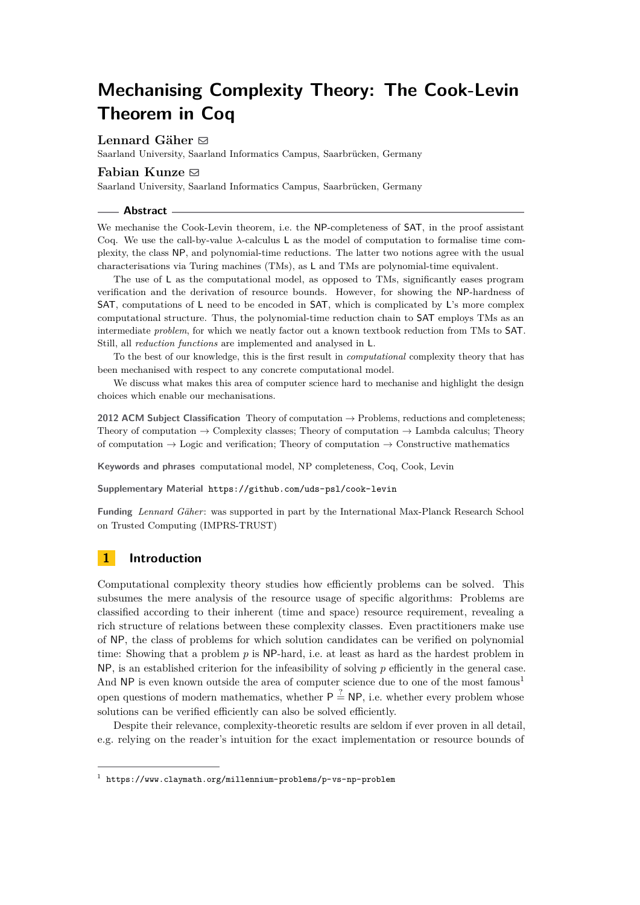# Mechanising Complexity Theory: The Cook-Levin Theorem in Coq

**Lennard Gäher** ✉

Saarland University, Saarland Informatics Campus, Saarbrücken, Germany

**Fabian Kunze** ✉

Saarland University, Saarland Informatics Campus, Saarbrücken, Germany

## Abstract

We mechanise the Cook-Levin theorem, i.e. the NP-completeness of SAT, in the proof assistant Coq. We use the call-by-value $\lambda$-calculus L as the model of computation to formalise time complexity, the class NP, and polynomial-time reductions. The latter two notions agree with the usual characterisations via Turing machines (TMs), as L and TMs are polynomial-time equivalent.

The use of L as the computational model, as opposed to TMs, significantly eases program verification and the derivation of resource bounds. However, for showing the NP-hardness of SAT, computations of L need to be encoded in SAT, which is complicated by L's more complex computational structure. Thus, the polynomial-time reduction chain to SAT employs TMs as an intermediate *problem*, for which we neatly factor out a known textbook reduction from TMs to SAT. Still, all *reduction functions* are implemented and analysed in L.

To the best of our knowledge, this is the first result in *computational* complexity theory that has been mechanised with respect to any concrete computational model.

We discuss what makes this area of computer science hard to mechanise and highlight the design choices which enable our mechanisations.

**2012 ACM Subject Classification** Theory of computation → Problems, reductions and completeness; Theory of computation → Complexity classes; Theory of computation → Lambda calculus; Theory of computation → Logic and verification; Theory of computation → Constructive mathematics

**Keywords and phrases** computational model, NP completeness, Coq, Cook, Levin

**Supplementary Material** https://github.com/uds-psl/cook-levin

**Funding** *Lennard Gäher*: was supported in part by the International Max-Planck Research School on Trusted Computing (IMPRS-TRUST)

## 1 Introduction

Computational complexity theory studies how efficiently problems can be solved. This subsumes the mere analysis of the resource usage of specific algorithms: Problems are classified according to their inherent (time and space) resource requirement, revealing a rich structure of relations between these complexity classes. Even practitioners make use of NP, the class of problems for which solution candidates can be verified on polynomial time: Showing that a problem $p$ is NP-hard, i.e. at least as hard as the hardest problem in NP, is an established criterion for the infeasibility of solving $p$ efficiently in the general case. And NP is even known outside the area of computer science due to one of the most famous[1] open questions of modern mathematics, whether $\mathsf{P} \stackrel{?}{=} \mathsf{NP}$, i.e. whether every problem whose solutions can be verified efficiently can also be solved efficiently.

Despite their relevance, complexity-theoretic results are seldom if ever proven in all detail, e.g. relying on the reader's intuition for the exact implementation or resource bounds of

[1] https://www.claymath.org/millennium-problems/p-vs-np-problem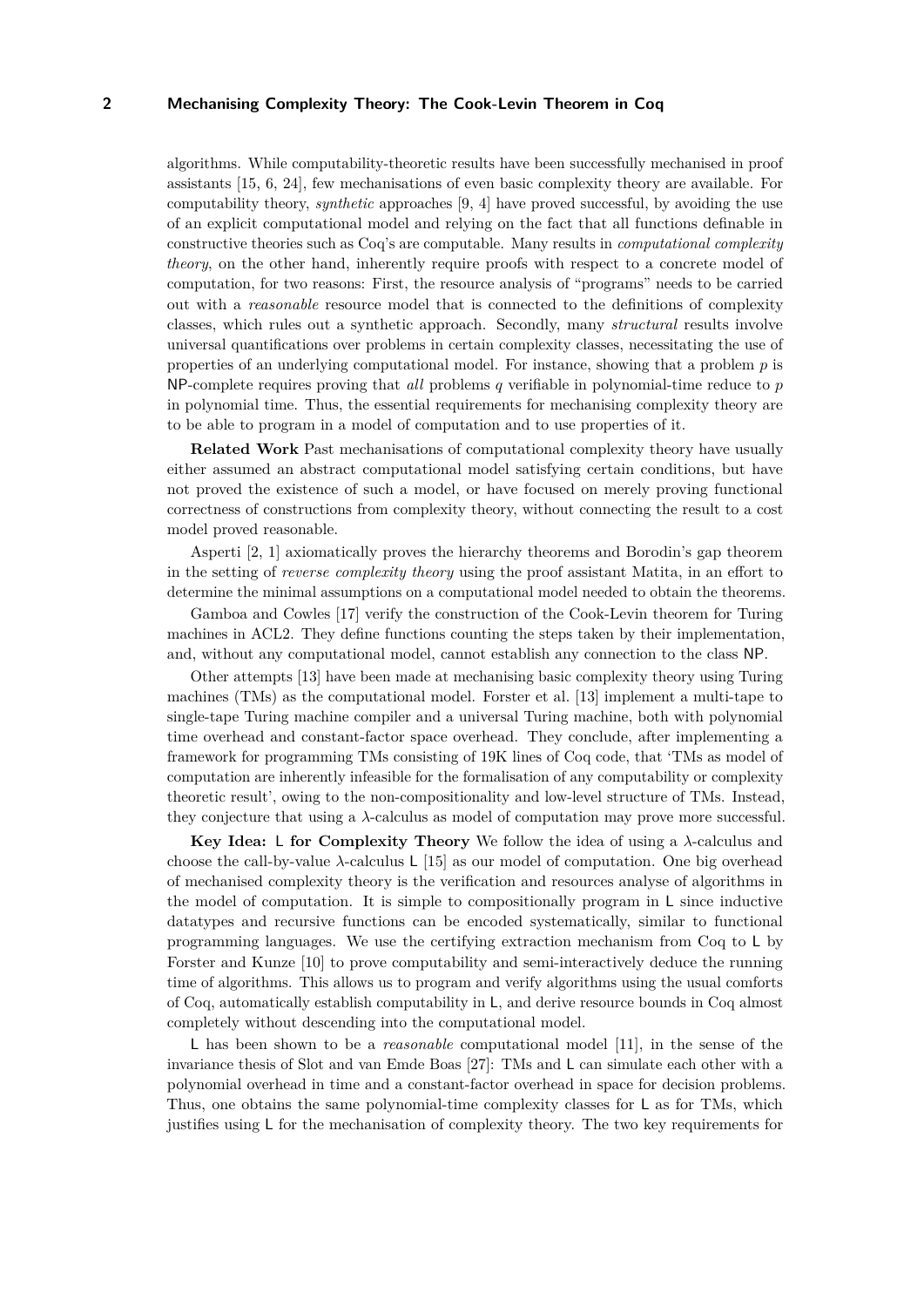algorithms. While computability-theoretic results have been successfully mechanised in proof assistants [15, 6, 24], few mechanisations of even basic complexity theory are available. For computability theory, *synthetic* approaches [9, 4] have proved successful, by avoiding the use of an explicit computational model and relying on the fact that all functions definable in constructive theories such as Coq's are computable. Many results in *computational complexity theory*, on the other hand, inherently require proofs with respect to a concrete model of computation, for two reasons: First, the resource analysis of "programs" needs to be carried out with a *reasonable* resource model that is connected to the definitions of complexity classes, which rules out a synthetic approach. Secondly, many *structural* results involve universal quantifications over problems in certain complexity classes, necessitating the use of properties of an underlying computational model. For instance, showing that a problem $p$ is NP-complete requires proving that *all* problems $q$ verifiable in polynomial-time reduce to $p$ in polynomial time. Thus, the essential requirements for mechanising complexity theory are to be able to program in a model of computation and to use properties of it.

**Related Work** Past mechanisations of computational complexity theory have usually either assumed an abstract computational model satisfying certain conditions, but have not proved the existence of such a model, or have focused on merely proving functional correctness of constructions from complexity theory, without connecting the result to a cost model proved reasonable.

Asperti [2, 1] axiomatically proves the hierarchy theorems and Borodin's gap theorem in the setting of *reverse complexity theory* using the proof assistant Matita, in an effort to determine the minimal assumptions on a computational model needed to obtain the theorems.

Gamboa and Cowles [17] verify the construction of the Cook-Levin theorem for Turing machines in ACL2. They define functions counting the steps taken by their implementation, and, without any computational model, cannot establish any connection to the class NP.

Other attempts [13] have been made at mechanising basic complexity theory using Turing machines (TMs) as the computational model. Forster et al. [13] implement a multi-tape to single-tape Turing machine compiler and a universal Turing machine, both with polynomial time overhead and constant-factor space overhead. They conclude, after implementing a framework for programming TMs consisting of 19K lines of Coq code, that 'TMs as model of computation are inherently infeasible for the formalisation of any computability or complexity theoretic result', owing to the non-compositionality and low-level structure of TMs. Instead, they conjecture that using a $\lambda$-calculus as model of computation may prove more successful.

**Key Idea: L for Complexity Theory** We follow the idea of using a $\lambda$-calculus and choose the call-by-value $\lambda$-calculus L [15] as our model of computation. One big overhead of mechanised complexity theory is the verification and resources analyse of algorithms in the model of computation. It is simple to compositionally program in L since inductive datatypes and recursive functions can be encoded systematically, similar to functional programming languages. We use the certifying extraction mechanism from Coq to L by Forster and Kunze [10] to prove computability and semi-interactively deduce the running time of algorithms. This allows us to program and verify algorithms using the usual comforts of Coq, automatically establish computability in L, and derive resource bounds in Coq almost completely without descending into the computational model.

L has been shown to be a *reasonable* computational model [11], in the sense of the invariance thesis of Slot and van Emde Boas [27]: TMs and L can simulate each other with a polynomial overhead in time and a constant-factor overhead in space for decision problems. Thus, one obtains the same polynomial-time complexity classes for L as for TMs, which justifies using L for the mechanisation of complexity theory. The two key requirements for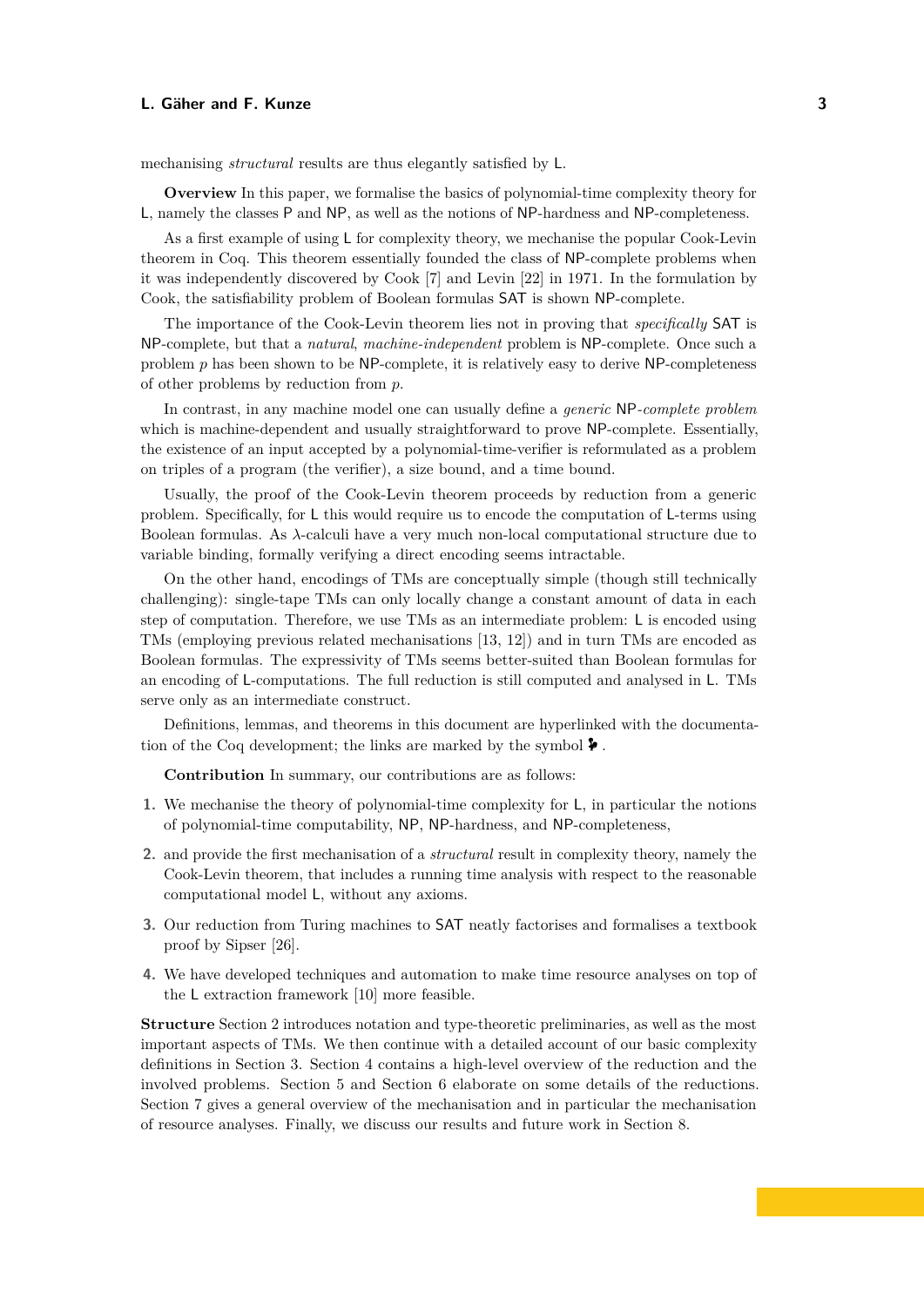mechanising *structural* results are thus elegantly satisfied by L.

**Overview** In this paper, we formalise the basics of polynomial-time complexity theory for L, namely the classes P and NP, as well as the notions of NP-hardness and NP-completeness.

As a first example of using L for complexity theory, we mechanise the popular Cook-Levin theorem in Coq. This theorem essentially founded the class of NP-complete problems when it was independently discovered by Cook [7] and Levin [22] in 1971. In the formulation by Cook, the satisfiability problem of Boolean formulas SAT is shown NP-complete.

The importance of the Cook-Levin theorem lies not in proving that *specifically* SAT is NP-complete, but that a *natural*, *machine-independent* problem is NP-complete. Once such a problem $p$ has been shown to be NP-complete, it is relatively easy to derive NP-completeness of other problems by reduction from $p$.

In contrast, in any machine model one can usually define a *generic* NP*-complete problem* which is machine-dependent and usually straightforward to prove NP-complete. Essentially, the existence of an input accepted by a polynomial-time-verifier is reformulated as a problem on triples of a program (the verifier), a size bound, and a time bound.

Usually, the proof of the Cook-Levin theorem proceeds by reduction from a generic problem. Specifically, for L this would require us to encode the computation of L-terms using Boolean formulas. As $\lambda$-calculi have a very much non-local computational structure due to variable binding, formally verifying a direct encoding seems intractable.

On the other hand, encodings of TMs are conceptually simple (though still technically challenging): single-tape TMs can only locally change a constant amount of data in each step of computation. Therefore, we use TMs as an intermediate problem: L is encoded using TMs (employing previous related mechanisations [13, 12]) and in turn TMs are encoded as Boolean formulas. The expressivity of TMs seems better-suited than Boolean formulas for an encoding of L-computations. The full reduction is still computed and analysed in L. TMs serve only as an intermediate construct.

Definitions, lemmas, and theorems in this document are hyperlinked with the documentation of the Coq development; the links are marked by the symbol 🐓.

**Contribution** In summary, our contributions are as follows:

1. We mechanise the theory of polynomial-time complexity for L, in particular the notions of polynomial-time computability, NP, NP-hardness, and NP-completeness,
2. and provide the first mechanisation of a *structural* result in complexity theory, namely the Cook-Levin theorem, that includes a running time analysis with respect to the reasonable computational model L, without any axioms.
3. Our reduction from Turing machines to SAT neatly factorises and formalises a textbook proof by Sipser [26].
4. We have developed techniques and automation to make time resource analyses on top of the L extraction framework [10] more feasible.

**Structure** Section 2 introduces notation and type-theoretic preliminaries, as well as the most important aspects of TMs. We then continue with a detailed account of our basic complexity definitions in Section 3. Section 4 contains a high-level overview of the reduction and the involved problems. Section 5 and Section 6 elaborate on some details of the reductions. Section 7 gives a general overview of the mechanisation and in particular the mechanisation of resource analyses. Finally, we discuss our results and future work in Section 8.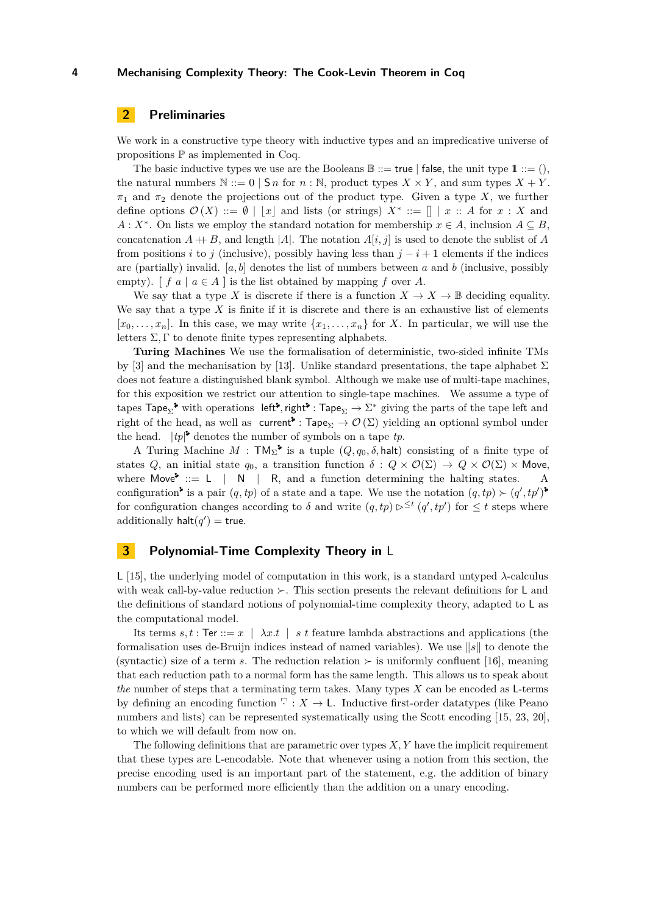## 2 Preliminaries

We work in a constructive type theory with inductive types and an impredicative universe of propositions $\mathbb{P}$ as implemented in Coq.

The basic inductive types we use are the Booleans $\mathbb{B} ::= \mathsf{true} \mid \mathsf{false}$, the unit type $\mathbb{1} ::= ()$, the natural numbers $\mathbb{N} ::= 0 \mid \mathsf{S}\, n$ for $n : \mathbb{N}$, product types $X \times Y$, and sum types $X + Y$. $\pi_1$ and $\pi_2$ denote the projections out of the product type. Given a type $X$, we further define options $\mathcal{O}(X) ::= \emptyset \mid \lfloor x \rfloor$ and lists (or strings) $X^* ::= [] \mid x :: A$ for $x : X$ and $A : X^*$. On lists we employ the standard notation for membership $x \in A$, inclusion $A \subseteq B$, concatenation $A +\!\!+ B$, and length $|A|$. The notation $A[i, j]$ is used to denote the sublist of $A$ from positions $i$ to $j$ (inclusive), possibly having less than $j - i + 1$ elements if the indices are (partially) invalid. $[a, b]$ denotes the list of numbers between $a$ and $b$ (inclusive, possibly empty). $[\ f\ a \mid a \in A\ ]$ is the list obtained by mapping $f$ over $A$.

We say that a type $X$ is discrete if there is a function $X \to X \to \mathbb{B}$ deciding equality. We say that a type $X$ is finite if it is discrete and there is an exhaustive list of elements $[x_0, \dots, x_n]$. In this case, we may write $\{x_1, \dots, x_n\}$ for $X$. In particular, we will use the letters $\Sigma, \Gamma$ to denote finite types representing alphabets.

**Turing Machines** We use the formalisation of deterministic, two-sided infinite TMs by [3] and the mechanisation by [13]. Unlike standard presentations, the tape alphabet $\Sigma$ does not feature a distinguished blank symbol. Although we make use of multi-tape machines, for this exposition we restrict our attention to single-tape machines. We assume a type of tapes $\mathsf{Tape}_\Sigma$ with operations $\mathsf{left}, \mathsf{right} : \mathsf{Tape}_\Sigma \to \Sigma^*$ giving the parts of the tape left and right of the head, as well as $\mathsf{current} : \mathsf{Tape}_\Sigma \to \mathcal{O}(\Sigma)$ yielding an optional symbol under the head. $|tp|$ denotes the number of symbols on a tape $tp$.

A Turing Machine $M : \mathsf{TM}_\Sigma$ is a tuple $(Q, q_0, \delta, \mathsf{halt})$ consisting of a finite type of states $Q$, an initial state $q_0$, a transition function $\delta : Q \times \mathcal{O}(\Sigma) \to Q \times \mathcal{O}(\Sigma) \times \mathsf{Move}$, where $\mathsf{Move} ::= \mathsf{L} \mid \mathsf{N} \mid \mathsf{R}$, and a function determining the halting states. A configuration is a pair $(q, tp)$ of a state and a tape. We use the notation $(q, tp) \succ (q', tp')$ for configuration changes according to $\delta$ and write $(q, tp) \rhd^{\leq t} (q', tp')$ for $\leq t$ steps where additionally $\mathsf{halt}(q') = \mathsf{true}$.

## 3 Polynomial-Time Complexity Theory in L

L [15], the underlying model of computation in this work, is a standard untyped $\lambda$-calculus with weak call-by-value reduction $\succ$. This section presents the relevant definitions for L and the definitions of standard notions of polynomial-time complexity theory, adapted to L as the computational model.

Its terms $s, t : \mathsf{Ter} ::= x \mid \lambda x.t \mid s\ t$ feature lambda abstractions and applications (the formalisation uses de-Bruijn indices instead of named variables). We use $\|s\|$ to denote the (syntactic) size of a term $s$. The reduction relation $\succ$ is uniformly confluent [16], meaning that each reduction path to a normal form has the same length. This allows us to speak about *the* number of steps that a terminating term takes. Many types $X$ can be encoded as L-terms by defining an encoding function $\ulcorner\cdot\urcorner : X \to \mathsf{L}$. Inductive first-order datatypes (like Peano numbers and lists) can be represented systematically using the Scott encoding [15, 23, 20], to which we will default from now on.

The following definitions that are parametric over types $X, Y$ have the implicit requirement that these types are L-encodable. Note that whenever using a notion from this section, the precise encoding used is an important part of the statement, e.g. the addition of binary numbers can be performed more efficiently than the addition on a unary encoding.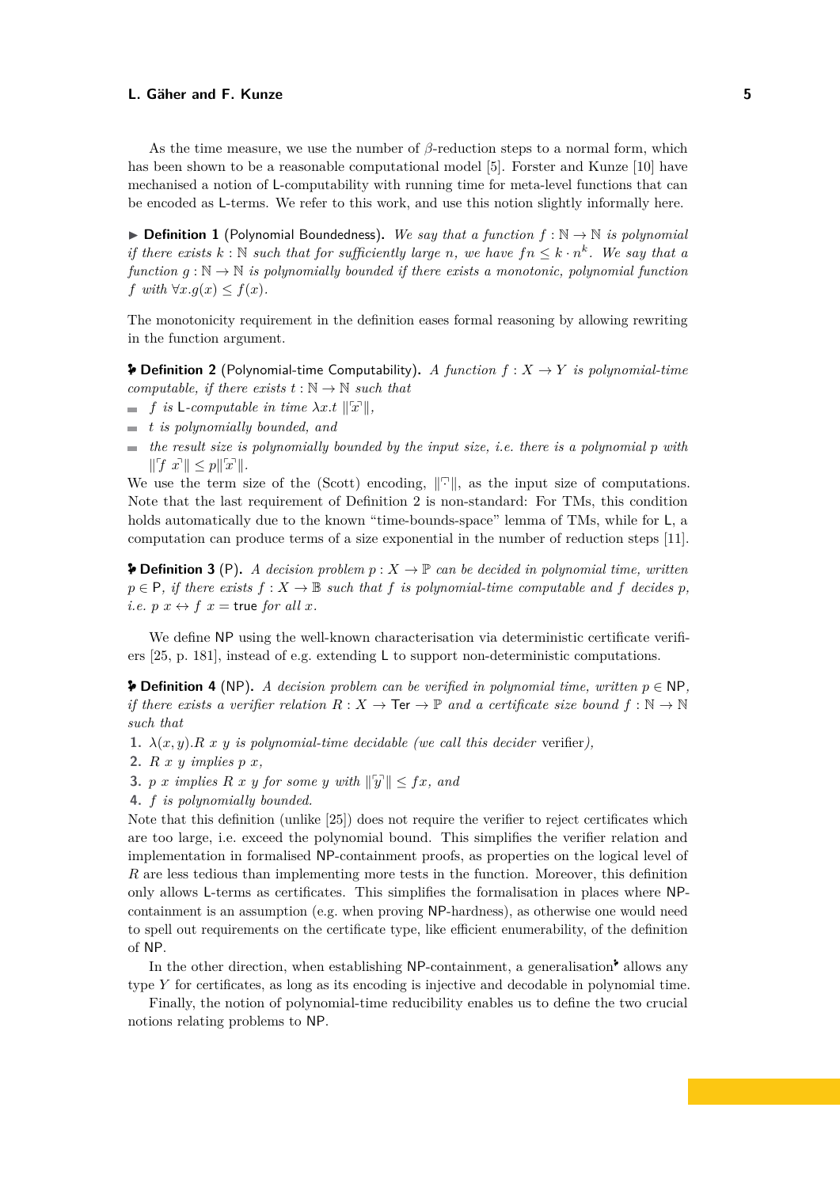As the time measure, we use the number of $\beta$-reduction steps to a normal form, which has been shown to be a reasonable computational model [5]. Forster and Kunze [10] have mechanised a notion of L-computability with running time for meta-level functions that can be encoded as L-terms. We refer to this work, and use this notion slightly informally here.

▶ **Definition 1** (Polynomial Boundedness). *We say that a function $f : \mathbb{N} \to \mathbb{N}$ is polynomial if there exists $k : \mathbb{N}$ such that for sufficiently large $n$, we have $f n \leq k \cdot n^k$. We say that a function $g : \mathbb{N} \to \mathbb{N}$ is polynomially bounded if there exists a monotonic, polynomial function $f$ with $\forall x. g(x) \leq f(x)$.*

The monotonicity requirement in the definition eases formal reasoning by allowing rewriting in the function argument.

**Definition 2** (Polynomial-time Computability). *A function $f : X \to Y$ is polynomial-time computable, if there exists $t : \mathbb{N} \to \mathbb{N}$ such that*

- *$f$ is L-computable in time $\lambda x. t \, \|\ulcorner x \urcorner\|$,*
- *$t$ is polynomially bounded, and*
- *the result size is polynomially bounded by the input size, i.e. there is a polynomial $p$ with $\|\ulcorner f \; x \urcorner\| \leq p \|\ulcorner x \urcorner\|$.*

We use the term size of the (Scott) encoding, $\|\ulcorner \cdot \urcorner\|$, as the input size of computations. Note that the last requirement of Definition 2 is non-standard: For TMs, this condition holds automatically due to the known "time-bounds-space" lemma of TMs, while for L, a computation can produce terms of a size exponential in the number of reduction steps [11].

**Definition 3** (P). *A decision problem $p : X \to \mathbb{P}$ can be decided in polynomial time, written $p \in$ P, if there exists $f : X \to \mathbb{B}$ such that $f$ is polynomial-time computable and $f$ decides $p$, i.e. $p \; x \leftrightarrow f \; x =$ true for all $x$.*

We define NP using the well-known characterisation via deterministic certificate verifiers [25, p. 181], instead of e.g. extending L to support non-deterministic computations.

**Definition 4** (NP). *A decision problem can be verified in polynomial time, written $p \in$ NP, if there exists a verifier relation $R : X \to$ Ter $\to \mathbb{P}$ and a certificate size bound $f : \mathbb{N} \to \mathbb{N}$ such that*

1. *$\lambda(x, y). R \; x \; y$ is polynomial-time decidable (we call this decider* verifier*),*
2. *$R \; x \; y$ implies $p \; x$,*
3. *$p \; x$ implies $R \; x \; y$ for some $y$ with $\|\ulcorner y \urcorner\| \leq f x$, and*
4. *$f$ is polynomially bounded.*

Note that this definition (unlike [25]) does not require the verifier to reject certificates which are too large, i.e. exceed the polynomial bound. This simplifies the verifier relation and implementation in formalised NP-containment proofs, as properties on the logical level of $R$ are less tedious than implementing more tests in the function. Moreover, this definition only allows L-terms as certificates. This simplifies the formalisation in places where NP-containment is an assumption (e.g. when proving NP-hardness), as otherwise one would need to spell out requirements on the certificate type, like efficient enumerability, of the definition of NP.

In the other direction, when establishing NP-containment, a generalisation allows any type $Y$ for certificates, as long as its encoding is injective and decodable in polynomial time.

Finally, the notion of polynomial-time reducibility enables us to define the two crucial notions relating problems to NP.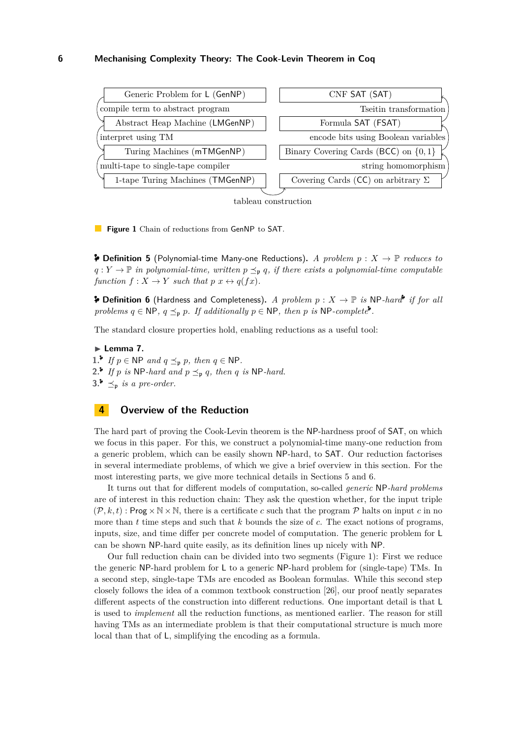Generic Problem for L (GenNP)

compile term to abstract program

Abstract Heap Machine (LMGenNP)

interpret using TM

Turing Machines (mTMGenNP)

multi-tape to single-tape compiler

1-tape Turing Machines (TMGenNP)

tableau construction

Covering Cards (CC) on arbitrary $\Sigma$

string homomorphism

Binary Covering Cards (BCC) on $\{0, 1\}$

encode bits using Boolean variables

Formula SAT (FSAT)

Tseitin transformation

CNF SAT (SAT)

**Figure 1** Chain of reductions from GenNP to SAT.

**Definition 5** (Polynomial-time Many-one Reductions). *A problem $p : X \to \mathbb{P}$ reduces to $q : Y \to \mathbb{P}$ in polynomial-time, written $p \preceq_p q$, if there exists a polynomial-time computable function $f : X \to Y$ such that $p\ x \leftrightarrow q(f x)$.*

**Definition 6** (Hardness and Completeness). *A problem $p : X \to \mathbb{P}$ is NP-hard if for all problems $q \in$ NP, $q \preceq_p p$. If additionally $p \in$ NP, then $p$ is NP-complete.*

The standard closure properties hold, enabling reductions as a useful tool:

**Lemma 7.**
1. *If $p \in$ NP and $q \preceq_p p$, then $q \in$ NP.*
2. *If $p$ is NP-hard and $p \preceq_p q$, then $q$ is NP-hard.*
3. *$\preceq_p$ is a pre-order.*

## 4 Overview of the Reduction

The hard part of proving the Cook-Levin theorem is the NP-hardness proof of SAT, on which we focus in this paper. For this, we construct a polynomial-time many-one reduction from a generic problem, which can be easily shown NP-hard, to SAT. Our reduction factorises in several intermediate problems, of which we give a brief overview in this section. For the most interesting parts, we give more technical details in Sections 5 and 6.

It turns out that for different models of computation, so-called *generic* NP*-hard problems* are of interest in this reduction chain: They ask the question whether, for the input triple $(\mathcal{P}, k, t)$ : Prog $\times \mathbb{N} \times \mathbb{N}$, there is a certificate $c$ such that the program $\mathcal{P}$ halts on input $c$ in no more than $t$ time steps and such that $k$ bounds the size of $c$. The exact notions of programs, inputs, size, and time differ per concrete model of computation. The generic problem for L can be shown NP-hard quite easily, as its definition lines up nicely with NP.

Our full reduction chain can be divided into two segments (Figure 1): First we reduce the generic NP-hard problem for L to a generic NP-hard problem for (single-tape) TMs. In a second step, single-tape TMs are encoded as Boolean formulas. While this second step closely follows the idea of a common textbook construction [26], our proof neatly separates different aspects of the construction into different reductions. One important detail is that L is used to *implement* all the reduction functions, as mentioned earlier. The reason for still having TMs as an intermediate problem is that their computational structure is much more local than that of L, simplifying the encoding as a formula.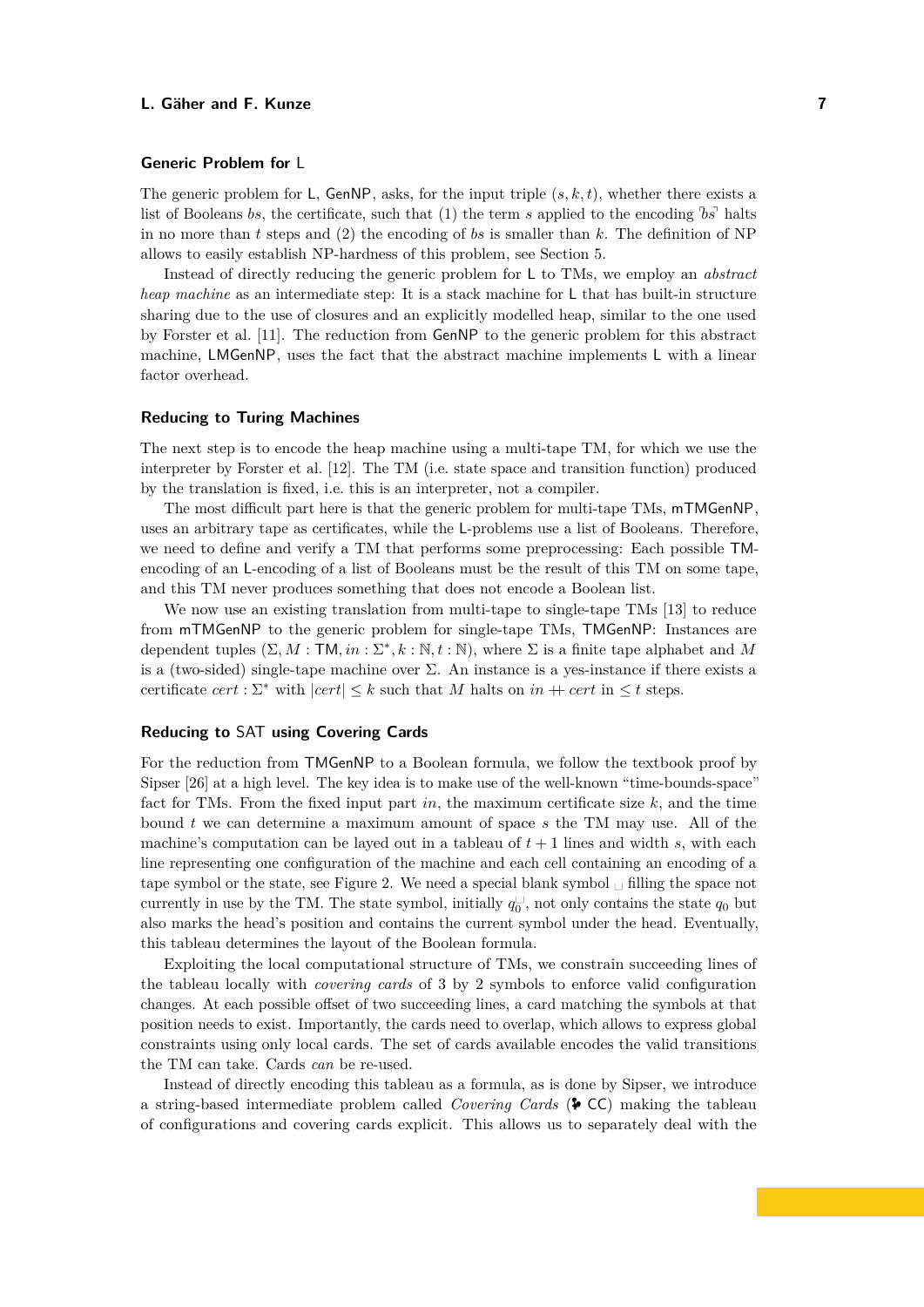### Generic Problem for L

The generic problem for L, GenNP, asks, for the input triple $(s, k, t)$, whether there exists a list of Booleans $bs$, the certificate, such that (1) the term $s$ applied to the encoding $\ulcorner bs \urcorner$ halts in no more than $t$ steps and (2) the encoding of $bs$ is smaller than $k$. The definition of NP allows to easily establish NP-hardness of this problem, see Section 5.

Instead of directly reducing the generic problem for L to TMs, we employ an *abstract heap machine* as an intermediate step: It is a stack machine for L that has built-in structure sharing due to the use of closures and an explicitly modelled heap, similar to the one used by Forster et al. [11]. The reduction from GenNP to the generic problem for this abstract machine, LMGenNP, uses the fact that the abstract machine implements L with a linear factor overhead.

### Reducing to Turing Machines

The next step is to encode the heap machine using a multi-tape TM, for which we use the interpreter by Forster et al. [12]. The TM (i.e. state space and transition function) produced by the translation is fixed, i.e. this is an interpreter, not a compiler.

The most difficult part here is that the generic problem for multi-tape TMs, mTMGenNP, uses an arbitrary tape as certificates, while the L-problems use a list of Booleans. Therefore, we need to define and verify a TM that performs some preprocessing: Each possible TM-encoding of an L-encoding of a list of Booleans must be the result of this TM on some tape, and this TM never produces something that does not encode a Boolean list.

We now use an existing translation from multi-tape to single-tape TMs [13] to reduce from mTMGenNP to the generic problem for single-tape TMs, TMGenNP: Instances are dependent tuples $(\Sigma, M : \mathsf{TM}, in : \Sigma^*, k : \mathbb{N}, t : \mathbb{N})$, where $\Sigma$ is a finite tape alphabet and $M$ is a (two-sided) single-tape machine over $\Sigma$. An instance is a yes-instance if there exists a certificate $cert : \Sigma^*$ with $|cert| \leq k$ such that $M$ halts on $in \mathbin{+\!\!+} cert$ in $\leq t$ steps.

### Reducing to SAT using Covering Cards

For the reduction from TMGenNP to a Boolean formula, we follow the textbook proof by Sipser [26] at a high level. The key idea is to make use of the well-known "time-bounds-space" fact for TMs. From the fixed input part $in$, the maximum certificate size $k$, and the time bound $t$ we can determine a maximum amount of space $s$ the TM may use. All of the machine's computation can be layed out in a tableau of $t + 1$ lines and width $s$, with each line representing one configuration of the machine and each cell containing an encoding of a tape symbol or the state, see Figure 2. We need a special blank symbol $\sqcup$ filling the space not currently in use by the TM. The state symbol, initially $q_0^{\sqcup}$, not only contains the state $q_0$ but also marks the head's position and contains the current symbol under the head. Eventually, this tableau determines the layout of the Boolean formula.

Exploiting the local computational structure of TMs, we constrain succeeding lines of the tableau locally with *covering cards* of 3 by 2 symbols to enforce valid configuration changes. At each possible offset of two succeeding lines, a card matching the symbols at that position needs to exist. Importantly, the cards need to overlap, which allows to express global constraints using only local cards. The set of cards available encodes the valid transitions the TM can take. Cards *can* be re-used.

Instead of directly encoding this tableau as a formula, as is done by Sipser, we introduce a string-based intermediate problem called *Covering Cards* (CC) making the tableau of configurations and covering cards explicit. This allows us to separately deal with the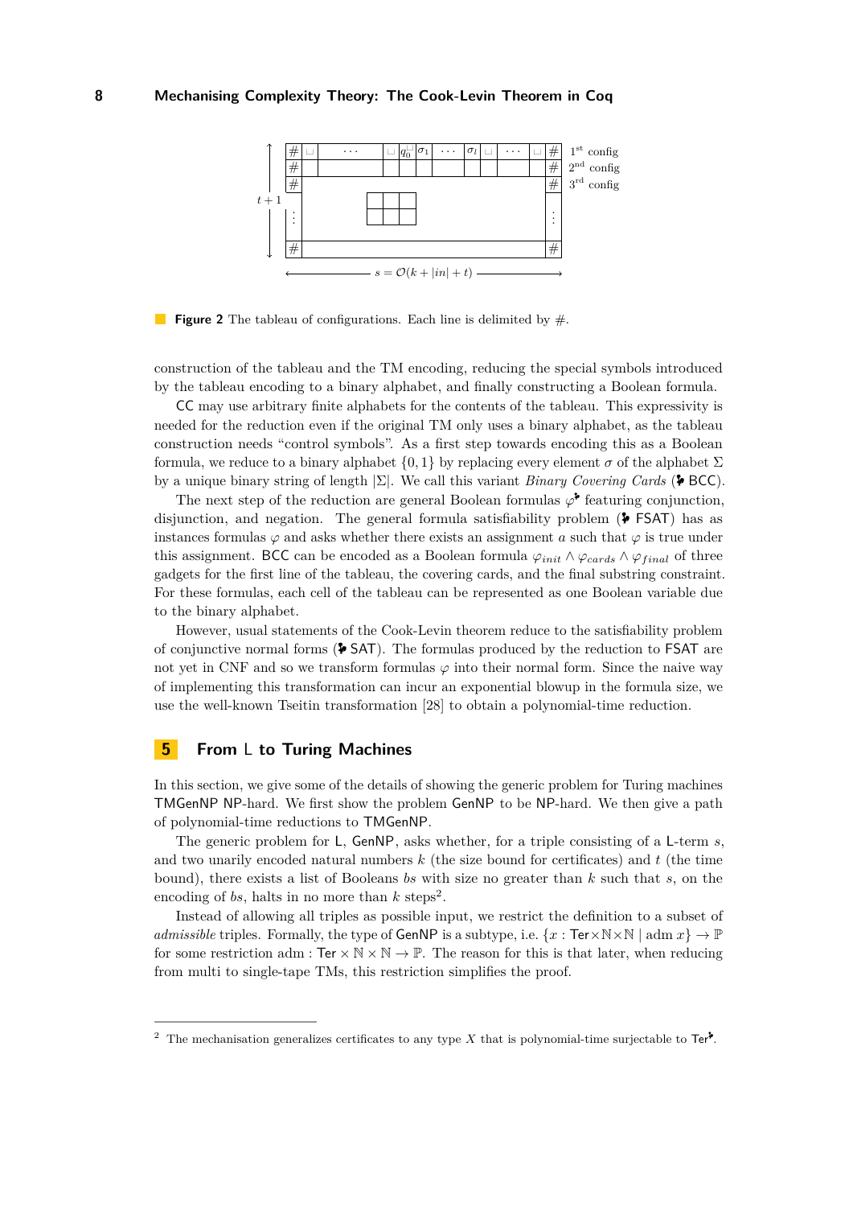$t+1$

1st config

2nd config

3rd config

$s = \mathcal{O}(k + |in| + t)$

**Figure 2** The tableau of configurations. Each line is delimited by #.

construction of the tableau and the TM encoding, reducing the special symbols introduced by the tableau encoding to a binary alphabet, and finally constructing a Boolean formula.

CC may use arbitrary finite alphabets for the contents of the tableau. This expressivity is needed for the reduction even if the original TM only uses a binary alphabet, as the tableau construction needs "control symbols". As a first step towards encoding this as a Boolean formula, we reduce to a binary alphabet $\{0, 1\}$ by replacing every element $\sigma$ of the alphabet $\Sigma$ by a unique binary string of length $|\Sigma|$. We call this variant *Binary Covering Cards* (BCC).

The next step of the reduction are general Boolean formulas $\varphi$ featuring conjunction, disjunction, and negation. The general formula satisfiability problem (FSAT) has as instances formulas $\varphi$ and asks whether there exists an assignment $a$ such that $\varphi$ is true under this assignment. BCC can be encoded as a Boolean formula $\varphi_{init} \land \varphi_{cards} \land \varphi_{final}$ of three gadgets for the first line of the tableau, the covering cards, and the final substring constraint. For these formulas, each cell of the tableau can be represented as one Boolean variable due to the binary alphabet.

However, usual statements of the Cook-Levin theorem reduce to the satisfiability problem of conjunctive normal forms (SAT). The formulas produced by the reduction to FSAT are not yet in CNF and so we transform formulas $\varphi$ into their normal form. Since the naive way of implementing this transformation can incur an exponential blowup in the formula size, we use the well-known Tseitin transformation [28] to obtain a polynomial-time reduction.

## 5 From L to Turing Machines

In this section, we give some of the details of showing the generic problem for Turing machines TMGenNP NP-hard. We first show the problem GenNP to be NP-hard. We then give a path of polynomial-time reductions to TMGenNP.

The generic problem for L, GenNP, asks whether, for a triple consisting of a L-term $s$, and two unarily encoded natural numbers $k$ (the size bound for certificates) and $t$ (the time bound), there exists a list of Booleans $bs$ with size no greater than $k$ such that $s$, on the encoding of $bs$, halts in no more than $k$ steps[2].

Instead of allowing all triples as possible input, we restrict the definition to a subset of *admissible* triples. Formally, the type of GenNP is a subtype, i.e. $\{x : \mathsf{Ter} \times \mathbb{N} \times \mathbb{N} \mid \mathsf{adm}\ x\} \to \mathbb{P}$ for some restriction $\mathsf{adm} : \mathsf{Ter} \times \mathbb{N} \times \mathbb{N} \to \mathbb{P}$. The reason for this is that later, when reducing from multi to single-tape TMs, this restriction simplifies the proof.

[2] The mechanisation generalizes certificates to any type $X$ that is polynomial-time surjectable to Ter.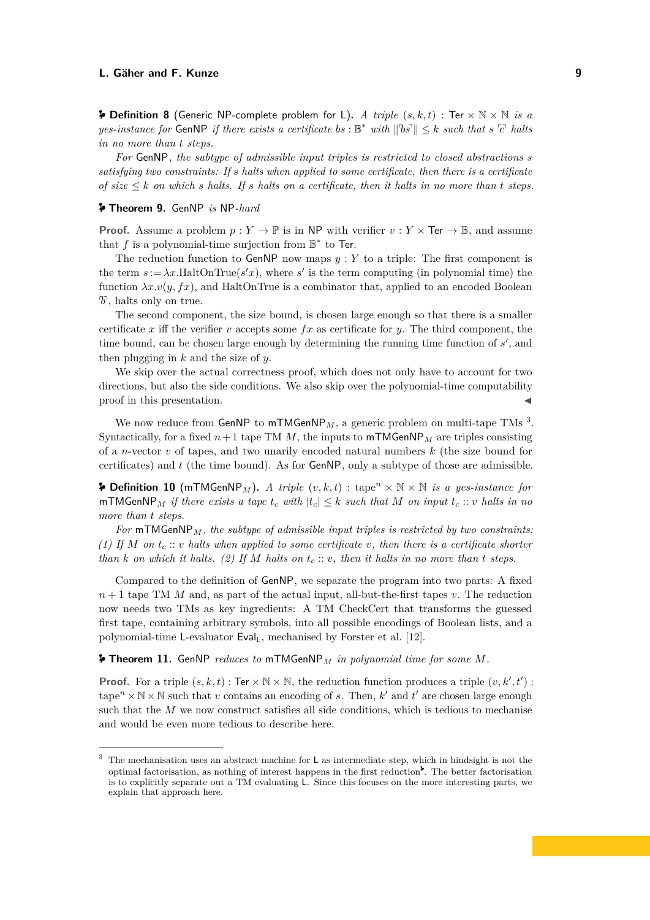**Definition 8** (Generic NP-complete problem for L). *A triple $(s, k, t) : \mathsf{Ter} \times \mathbb{N} \times \mathbb{N}$ is a yes-instance for* GenNP *if there exists a certificate $bs : \mathbb{B}^*$ with $\|\ulcorner bs \urcorner\| \leq k$ such that $s\ \ulcorner c \urcorner$ halts in no more than $t$ steps.*

*For* GenNP*, the subtype of admissible input triples is restricted to closed abstractions $s$ satisfying two constraints: If $s$ halts when applied to some certificate, then there is a certificate of size $\leq k$ on which $s$ halts. If $s$ halts on a certificate, then it halts in no more than $t$ steps.*

**Theorem 9.** GenNP *is* NP*-hard*

**Proof.** Assume a problem $p : Y \to \mathbb{P}$ is in NP with verifier $v : Y \times \mathsf{Ter} \to \mathbb{B}$, and assume that $f$ is a polynomial-time surjection from $\mathbb{B}^*$ to Ter.

The reduction function to GenNP now maps $y : Y$ to a triple: The first component is the term $s := \lambda x.\text{HaltOnTrue}(s'x)$, where $s'$ is the term computing (in polynomial time) the function $\lambda x.v(y, fx)$, and HaltOnTrue is a combinator that, applied to an encoded Boolean $\ulcorner b \urcorner$, halts only on true.

The second component, the size bound, is chosen large enough so that there is a smaller certificate $x$ iff the verifier $v$ accepts some $fx$ as certificate for $y$. The third component, the time bound, can be chosen large enough by determining the running time function of $s'$, and then plugging in $k$ and the size of $y$.

We skip over the actual correctness proof, which does not only have to account for two directions, but also the side conditions. We also skip over the polynomial-time computability proof in this presentation. ◀

We now reduce from GenNP to $\mathsf{mTMGenNP}_M$, a generic problem on multi-tape TMs [3]. Syntactically, for a fixed $n+1$ tape TM $M$, the inputs to $\mathsf{mTMGenNP}_M$ are triples consisting of a $n$-vector $v$ of tapes, and two unarily encoded natural numbers $k$ (the size bound for certificates) and $t$ (the time bound). As for GenNP, only a subtype of those are admissible.

**Definition 10** ($\mathsf{mTMGenNP}_M$). *A triple $(v, k, t) : \text{tape}^n \times \mathbb{N} \times \mathbb{N}$ is a yes-instance for $\mathsf{mTMGenNP}_M$ if there exists a tape $t_c$ with $|t_c| \leq k$ such that $M$ on input $t_c :: v$ halts in no more than $t$ steps.*

*For $\mathsf{mTMGenNP}_M$, the subtype of admissible input triples is restricted by two constraints: (1) If $M$ on $t_c :: v$ halts when applied to some certificate $v$, then there is a certificate shorter than $k$ on which it halts. (2) If $M$ halts on $t_c :: v$, then it halts in no more than $t$ steps.*

Compared to the definition of GenNP, we separate the program into two parts: A fixed $n+1$ tape TM $M$ and, as part of the actual input, all-but-the-first tapes $v$. The reduction now needs two TMs as key ingredients: A TM CheckCert that transforms the guessed first tape, containing arbitrary symbols, into all possible encodings of Boolean lists, and a polynomial-time L-evaluator $\mathsf{Eval}_\mathsf{L}$, mechanised by Forster et al. [12].

**Theorem 11.** GenNP *reduces to $\mathsf{mTMGenNP}_M$ in polynomial time for some $M$.*

**Proof.** For a triple $(s, k, t) : \mathsf{Ter} \times \mathbb{N} \times \mathbb{N}$, the reduction function produces a triple $(v, k', t') : \text{tape}^n \times \mathbb{N} \times \mathbb{N}$ such that $v$ contains an encoding of $s$. Then, $k'$ and $t'$ are chosen large enough such that the $M$ we now construct satisfies all side conditions, which is tedious to mechanise and would be even more tedious to describe here.

---

[3] The mechanisation uses an abstract machine for L as intermediate step, which in hindsight is not the optimal factorisation, as nothing of interest happens in the first reduction. The better factorisation is to explicitly separate out a TM evaluating L. Since this focuses on the more interesting parts, we explain that approach here.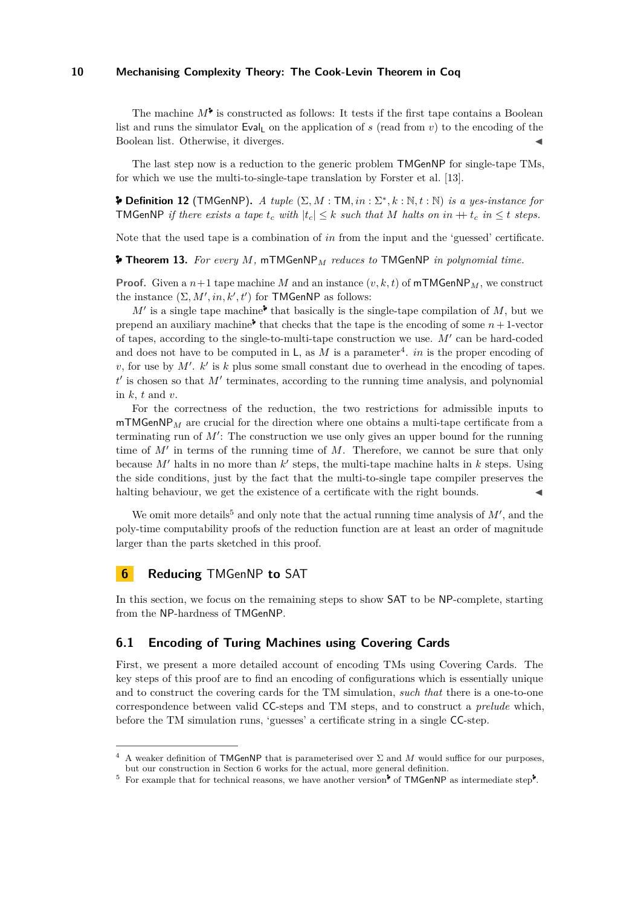The machine $M^{❥}$ is constructed as follows: It tests if the first tape contains a Boolean list and runs the simulator $\mathsf{Eval}_\mathsf{L}$ on the application of $s$ (read from $v$) to the encoding of the Boolean list. Otherwise, it diverges. ◀

The last step now is a reduction to the generic problem TMGenNP for single-tape TMs, for which we use the multi-to-single-tape translation by Forster et al. [13].

❥ **Definition 12** (TMGenNP)**.** *A tuple* $(\Sigma, M : \mathsf{TM}, in : \Sigma^*, k : \mathbb{N}, t : \mathbb{N})$ *is a yes-instance for* TMGenNP *if there exists a tape* $t_c$ *with* $|t_c| \leq k$ *such that* $M$ *halts on* $in +\!\!+\, t_c$ *in* $\leq t$ *steps.*

Note that the used tape is a combination of *in* from the input and the 'guessed' certificate.

❥ **Theorem 13.** *For every* $M$*,* $\mathsf{mTMGenNP}_M$ *reduces to* TMGenNP *in polynomial time.*

**Proof.** Given a $n+1$ tape machine $M$ and an instance $(v, k, t)$ of $\mathsf{mTMGenNP}_M$, we construct the instance $(\Sigma, M', in, k', t')$ for TMGenNP as follows:

$M'$ is a single tape machine❥ that basically is the single-tape compilation of $M$, but we prepend an auxiliary machine❥ that checks that the tape is the encoding of some $n+1$-vector of tapes, according to the single-to-multi-tape construction we use. $M'$ can be hard-coded and does not have to be computed in L, as $M$ is a parameter[4]. *in* is the proper encoding of $v$, for use by $M'$. $k'$ is $k$ plus some small constant due to overhead in the encoding of tapes. $t'$ is chosen so that $M'$ terminates, according to the running time analysis, and polynomial in $k$, $t$ and $v$.

For the correctness of the reduction, the two restrictions for admissible inputs to $\mathsf{mTMGenNP}_M$ are crucial for the direction where one obtains a multi-tape certificate from a terminating run of $M'$: The construction we use only gives an upper bound for the running time of $M'$ in terms of the running time of $M$. Therefore, we cannot be sure that only because $M'$ halts in no more than $k'$ steps, the multi-tape machine halts in $k$ steps. Using the side conditions, just by the fact that the multi-to-single tape compiler preserves the halting behaviour, we get the existence of a certificate with the right bounds. ◀

We omit more details[5] and only note that the actual running time analysis of $M'$, and the poly-time computability proofs of the reduction function are at least an order of magnitude larger than the parts sketched in this proof.

## 6 Reducing TMGenNP to SAT

In this section, we focus on the remaining steps to show SAT to be NP-complete, starting from the NP-hardness of TMGenNP.

### 6.1 Encoding of Turing Machines using Covering Cards

First, we present a more detailed account of encoding TMs using Covering Cards. The key steps of this proof are to find an encoding of configurations which is essentially unique and to construct the covering cards for the TM simulation, *such that* there is a one-to-one correspondence between valid CC-steps and TM steps, and to construct a *prelude* which, before the TM simulation runs, 'guesses' a certificate string in a single CC-step.

[4] A weaker definition of TMGenNP that is parameterised over $\Sigma$ and $M$ would suffice for our purposes, but our construction in Section 6 works for the actual, more general definition.

[5] For example that for technical reasons, we have another version❥ of TMGenNP as intermediate step❥.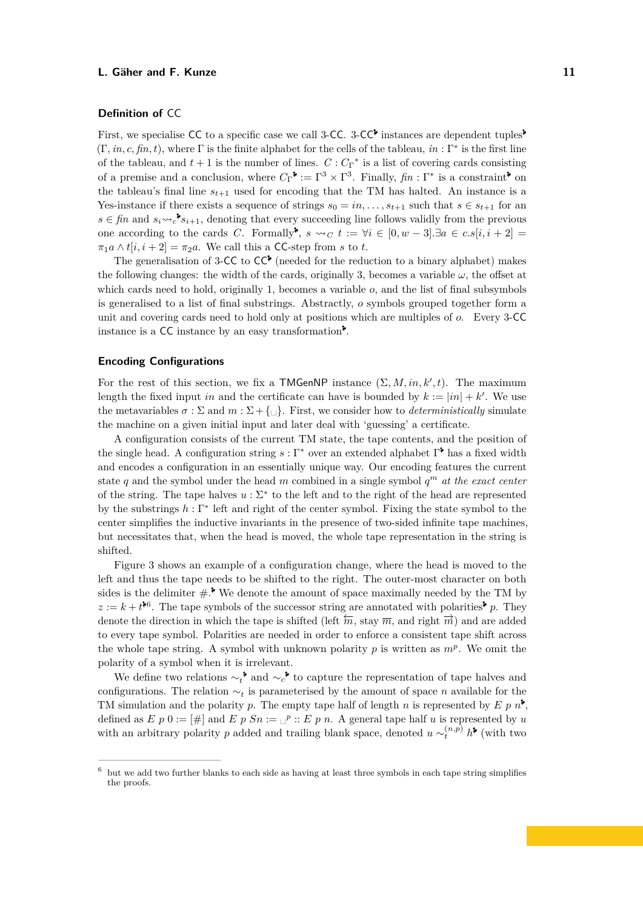### Definition of CC

First, we specialise CC to a specific case we call 3-CC. 3-CC instances are dependent tuples $(\Gamma, in, c, fin, t)$, where $\Gamma$ is the finite alphabet for the cells of the tableau, $in : \Gamma^*$ is the first line of the tableau, and $t+1$ is the number of lines. $C : C_\Gamma{}^*$ is a list of covering cards consisting of a premise and a conclusion, where $C_\Gamma := \Gamma^3 \times \Gamma^3$. Finally, $fin : \Gamma^*$ is a constraint on the tableau's final line $s_{t+1}$ used for encoding that the TM has halted. An instance is a Yes-instance if there exists a sequence of strings $s_0 = in, \ldots, s_{t+1}$ such that $s \in s_{t+1}$ for an $s \in fin$ and $s_i {\rightsquigarrow_c} s_{i+1}$, denoting that every succeeding line follows validly from the previous one according to the cards $C$. Formally, $s \rightsquigarrow_C t := \forall i \in [0, w-3]. \exists a \in c. s[i, i+2] = \pi_1 a \wedge t[i, i+2] = \pi_2 a$. We call this a CC-step from $s$ to $t$.

The generalisation of 3-CC to CC (needed for the reduction to a binary alphabet) makes the following changes: the width of the cards, originally 3, becomes a variable $\omega$, the offset at which cards need to hold, originally 1, becomes a variable $o$, and the list of final subsymbols is generalised to a list of final substrings. Abstractly, $o$ symbols grouped together form a unit and covering cards need to hold only at positions which are multiples of $o$. Every 3-CC instance is a CC instance by an easy transformation.

### Encoding Configurations

For the rest of this section, we fix a TMGenNP instance $(\Sigma, M, in, k', t)$. The maximum length the fixed input $in$ and the certificate can have is bounded by $k := |in| + k'$. We use the metavariables $\sigma : \Sigma$ and $m : \Sigma + \{\llcorner\!\lrcorner\}$. First, we consider how to *deterministically* simulate the machine on a given initial input and later deal with 'guessing' a certificate.

A configuration consists of the current TM state, the tape contents, and the position of the single head. A configuration string $s : \Gamma^*$ over an extended alphabet $\Gamma$ has a fixed width and encodes a configuration in an essentially unique way. Our encoding features the current state $q$ and the symbol under the head $m$ combined in a single symbol $q^m$ *at the exact center* of the string. The tape halves $u : \Sigma^*$ to the left and to the right of the head are represented by the substrings $h : \Gamma^*$ left and right of the center symbol. Fixing the state symbol to the center simplifies the inductive invariants in the presence of two-sided infinite tape machines, but necessitates that, when the head is moved, the whole tape representation in the string is shifted.

Figure 3 shows an example of a configuration change, where the head is moved to the left and thus the tape needs to be shifted to the right. The outer-most character on both sides is the delimiter #. We denote the amount of space maximally needed by the TM by $z := k + t$[6]. The tape symbols of the successor string are annotated with polarities $p$. They denote the direction in which the tape is shifted (left $\overleftarrow{m}$, stay $\overline{m}$, and right $\overrightarrow{m}$) and are added to every tape symbol. Polarities are needed in order to enforce a consistent tape shift across the whole tape string. A symbol with unknown polarity $p$ is written as $m^p$. We omit the polarity of a symbol when it is irrelevant.

We define two relations $\sim_t$ and $\sim_c$ to capture the representation of tape halves and configurations. The relation $\sim_t$ is parameterised by the amount of space $n$ available for the TM simulation and the polarity $p$. The empty tape half of length $n$ is represented by $E\ p\ n$, defined as $E\ p\ 0 := [\#]$ and $E\ p\ Sn := \llcorner\!\lrcorner^p :: E\ p\ n$. A general tape half $u$ is represented by $u$ with an arbitrary polarity $p$ added and trailing blank space, denoted $u \sim_t^{(n,p)} h$ (with two

---

[6] but we add two further blanks to each side as having at least three symbols in each tape string simplifies the proofs.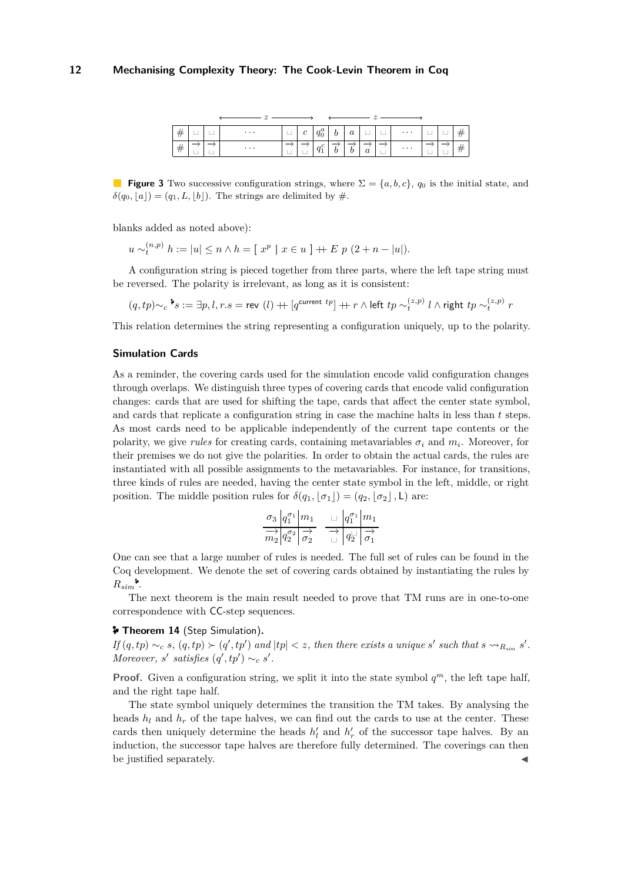|  | ⟵ $z$ ⟶ |  |  |  |  |  |  | ⟵ $z$ ⟶ |  |  |  |  |  |  |
|---|---|---|---|---|---|---|---|---|---|---|---|---|---|---|
| # | ⊔ | ⊔ | ⋯ | ⊔ | $c$ | $q_0^a$ | $b$ | $a$ | ⊔ | ⊔ | ⋯ | ⊔ | ⊔ | # |
| # | $\overrightarrow{\sqcup}$ | $\overrightarrow{\sqcup}$ | ⋯ | $\overrightarrow{\sqcup}$ | $\overrightarrow{\sqcup}$ | $q_1^c$ | $\overrightarrow{b}$ | $\overrightarrow{b}$ | $\overrightarrow{a}$ | $\overrightarrow{\sqcup}$ | ⋯ | $\overrightarrow{\sqcup}$ | $\overrightarrow{\sqcup}$ | # |

**Figure 3** Two successive configuration strings, where $\Sigma = \{a, b, c\}$, $q_0$ is the initial state, and $\delta(q_0, \lfloor a \rfloor) = (q_1, L, \lfloor b \rfloor)$. The strings are delimited by #.

blanks added as noted above):

$$u \sim_t^{(n,p)} h := |u| \leq n \land h = [\, x^p \mid x \in u \,] +\!\!+ E\ p\ (2 + n - |u|).$$

A configuration string is pieced together from three parts, where the left tape string must be reversed. The polarity is irrelevant, as long as it is consistent:

$$(q, tp) \sim_c s := \exists p, l, r. s = \mathsf{rev}\ (l) +\!\!+ [q^{\mathsf{current}\ tp}] +\!\!+ r \land \mathsf{left}\ tp \sim_t^{(z,p)} l \land \mathsf{right}\ tp \sim_t^{(z,p)} r$$

This relation determines the string representing a configuration uniquely, up to the polarity.

### Simulation Cards

As a reminder, the covering cards used for the simulation encode valid configuration changes through overlaps. We distinguish three types of covering cards that encode valid configuration changes: cards that are used for shifting the tape, cards that affect the center state symbol, and cards that replicate a configuration string in case the machine halts in less than $t$ steps. As most cards need to be applicable independently of the current tape contents or the polarity, we give *rules* for creating cards, containing metavariables $\sigma_i$ and $m_i$. Moreover, for their premises we do not give the polarities. In order to obtain the actual cards, the rules are instantiated with all possible assignments to the metavariables. For instance, for transitions, three kinds of rules are needed, having the center state symbol in the left, middle, or right position. The middle position rules for $\delta(q_1, \lfloor \sigma_1 \rfloor) = (q_2, \lfloor \sigma_2 \rfloor, \mathsf{L})$ are:

$$\frac{\sigma_3 \;|\; q_1^{\sigma_1} \;|\; m_1}{\overrightarrow{m_2} \;|\; q_2^{\sigma_2} \;|\; \overrightarrow{\sigma_2}} \qquad \frac{\sqcup \;|\; q_1^{\sigma_1} \;|\; m_1}{\overrightarrow{\sqcup} \;|\; q_2^{\sqcup} \;|\; \overrightarrow{\sigma_1}}$$

One can see that a large number of rules is needed. The full set of rules can be found in the Coq development. We denote the set of covering cards obtained by instantiating the rules by $R_{sim}$.

The next theorem is the main result needed to prove that TM runs are in one-to-one correspondence with CC-step sequences.

**Theorem 14** (Step Simulation)**.** *If $(q, tp) \sim_c s$, $(q, tp) \succ (q', tp')$ and $|tp| < z$, then there exists a unique $s'$ such that $s \rightsquigarrow_{R_{sim}} s'$. Moreover, $s'$ satisfies $(q', tp') \sim_c s'$.*

**Proof.** Given a configuration string, we split it into the state symbol $q^m$, the left tape half, and the right tape half.

The state symbol uniquely determines the transition the TM takes. By analysing the heads $h_l$ and $h_r$ of the tape halves, we can find out the cards to use at the center. These cards then uniquely determine the heads $h_l'$ and $h_r'$ of the successor tape halves. By an induction, the successor tape halves are therefore fully determined. The coverings can then be justified separately. ◀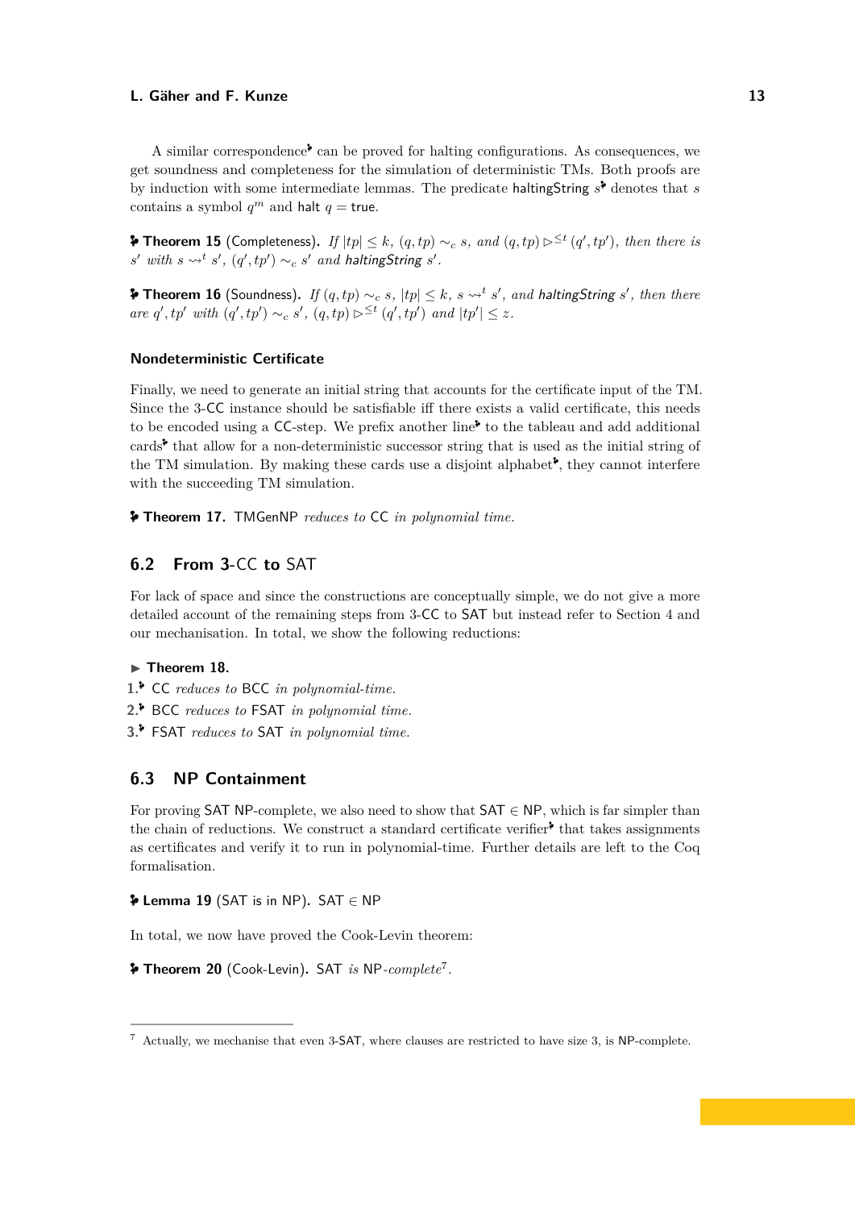A similar correspondence can be proved for halting configurations. As consequences, we get soundness and completeness for the simulation of deterministic TMs. Both proofs are by induction with some intermediate lemmas. The predicate haltingString $s$ denotes that $s$ contains a symbol $q^m$ and halt $q$ = true.

**Theorem 15** (Completeness). *If $|tp| \leq k$, $(q, tp) \sim_c s$, and $(q, tp) \rhd^{\leq t} (q', tp')$, then there is $s'$ with $s \rightsquigarrow^t s'$, $(q', tp') \sim_c s'$ and haltingString $s'$.*

**Theorem 16** (Soundness). *If $(q, tp) \sim_c s$, $|tp| \leq k$, $s \rightsquigarrow^t s'$, and haltingString $s'$, then there are $q', tp'$ with $(q', tp') \sim_c s'$, $(q, tp) \rhd^{\leq t} (q', tp')$ and $|tp'| \leq z$.*

### Nondeterministic Certificate

Finally, we need to generate an initial string that accounts for the certificate input of the TM. Since the 3-CC instance should be satisfiable iff there exists a valid certificate, this needs to be encoded using a CC-step. We prefix another line to the tableau and add additional cards that allow for a non-deterministic successor string that is used as the initial string of the TM simulation. By making these cards use a disjoint alphabet, they cannot interfere with the succeeding TM simulation.

**Theorem 17.** *TMGenNP reduces to CC in polynomial time.*

## 6.2 From 3-CC to SAT

For lack of space and since the constructions are conceptually simple, we do not give a more detailed account of the remaining steps from 3-CC to SAT but instead refer to Section 4 and our mechanisation. In total, we show the following reductions:

**Theorem 18.**

1. CC *reduces to* BCC *in polynomial-time.*
2. BCC *reduces to* FSAT *in polynomial time.*
3. FSAT *reduces to* SAT *in polynomial time.*

## 6.3 NP Containment

For proving SAT NP-complete, we also need to show that SAT ∈ NP, which is far simpler than the chain of reductions. We construct a standard certificate verifier that takes assignments as certificates and verify it to run in polynomial-time. Further details are left to the Coq formalisation.

**Lemma 19** (SAT is in NP). SAT ∈ NP

In total, we now have proved the Cook-Levin theorem:

**Theorem 20** (Cook-Levin). SAT *is* NP*-complete*[7].

[7] Actually, we mechanise that even 3-SAT, where clauses are restricted to have size 3, is NP-complete.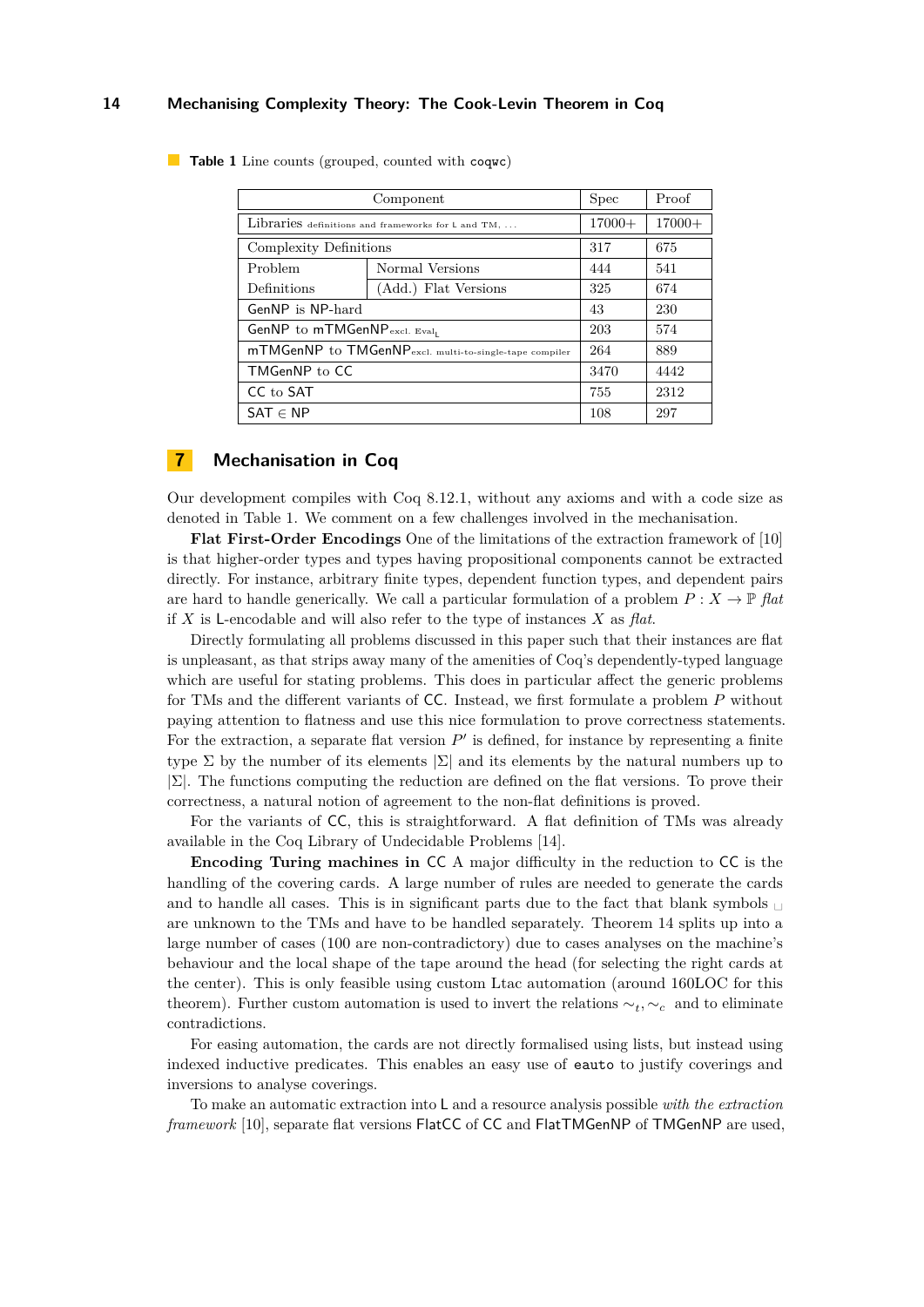**Table 1** Line counts (grouped, counted with coqwc)

| Component | | Spec | Proof |
|---|---|---|---|
| Libraries definitions and frameworks for L and TM, ... | | 17000+ | 17000+ |
| Complexity Definitions | | 317 | 675 |
| Problem Definitions | Normal Versions | 444 | 541 |
| | (Add.) Flat Versions | 325 | 674 |
| GenNP is NP-hard | | 43 | 230 |
| GenNP to mTMGenNP excl. $\mathsf{Eval}_{\mathsf{L}}$ | | 203 | 574 |
| mTMGenNP to TMGenNP excl. multi-to-single-tape compiler | | 264 | 889 |
| TMGenNP to CC | | 3470 | 4442 |
| CC to SAT | | 755 | 2312 |
| SAT $\in$ NP | | 108 | 297 |

## 7 Mechanisation in Coq

Our development compiles with Coq 8.12.1, without any axioms and with a code size as denoted in Table 1. We comment on a few challenges involved in the mechanisation.

**Flat First-Order Encodings** One of the limitations of the extraction framework of [10] is that higher-order types and types having propositional components cannot be extracted directly. For instance, arbitrary finite types, dependent function types, and dependent pairs are hard to handle generically. We call a particular formulation of a problem $P : X \to \mathbb{P}$ *flat* if $X$ is L-encodable and will also refer to the type of instances $X$ as *flat*.

Directly formulating all problems discussed in this paper such that their instances are flat is unpleasant, as that strips away many of the amenities of Coq's dependently-typed language which are useful for stating problems. This does in particular affect the generic problems for TMs and the different variants of CC. Instead, we first formulate a problem $P$ without paying attention to flatness and use this nice formulation to prove correctness statements. For the extraction, a separate flat version $P'$ is defined, for instance by representing a finite type $\Sigma$ by the number of its elements $|\Sigma|$ and its elements by the natural numbers up to $|\Sigma|$. The functions computing the reduction are defined on the flat versions. To prove their correctness, a natural notion of agreement to the non-flat definitions is proved.

For the variants of CC, this is straightforward. A flat definition of TMs was already available in the Coq Library of Undecidable Problems [14].

**Encoding Turing machines in CC** A major difficulty in the reduction to CC is the handling of the covering cards. A large number of rules are needed to generate the cards and to handle all cases. This is in significant parts due to the fact that blank symbols ␣ are unknown to the TMs and have to be handled separately. Theorem 14 splits up into a large number of cases (100 are non-contradictory) due to cases analyses on the machine's behaviour and the local shape of the tape around the head (for selecting the right cards at the center). This is only feasible using custom Ltac automation (around 160LOC for this theorem). Further custom automation is used to invert the relations $\sim_t, \sim_c$ and to eliminate contradictions.

For easing automation, the cards are not directly formalised using lists, but instead using indexed inductive predicates. This enables an easy use of `eauto` to justify coverings and inversions to analyse coverings.

To make an automatic extraction into L and a resource analysis possible *with the extraction framework* [10], separate flat versions FlatCC of CC and FlatTMGenNP of TMGenNP are used,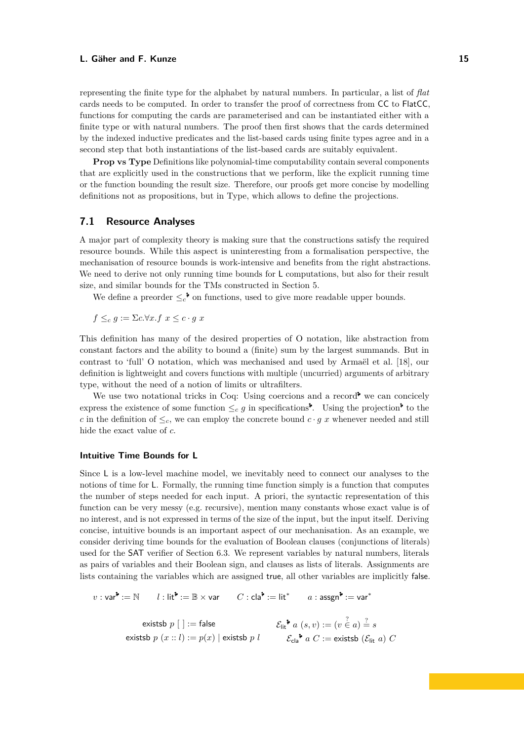representing the finite type for the alphabet by natural numbers. In particular, a list of *flat* cards needs to be computed. In order to transfer the proof of correctness from CC to FlatCC, functions for computing the cards are parameterised and can be instantiated either with a finite type or with natural numbers. The proof then first shows that the cards determined by the indexed inductive predicates and the list-based cards using finite types agree and in a second step that both instantiations of the list-based cards are suitably equivalent.

**Prop vs Type** Definitions like polynomial-time computability contain several components that are explicitly used in the constructions that we perform, like the explicit running time or the function bounding the result size. Therefore, our proofs get more concise by modelling definitions not as propositions, but in Type, which allows to define the projections.

## 7.1 Resource Analyses

A major part of complexity theory is making sure that the constructions satisfy the required resource bounds. While this aspect is uninteresting from a formalisation perspective, the mechanisation of resource bounds is work-intensive and benefits from the right abstractions. We need to derive not only running time bounds for L computations, but also for their result size, and similar bounds for the TMs constructed in Section 5.

We define a preorder $\leq_c$ on functions, used to give more readable upper bounds.

$$f \leq_c g := \Sigma c. \forall x. f\ x \leq c \cdot g\ x$$

This definition has many of the desired properties of O notation, like abstraction from constant factors and the ability to bound a (finite) sum by the largest summands. But in contrast to 'full' O notation, which was mechanised and used by Armaël et al. [18], our definition is lightweight and covers functions with multiple (uncurried) arguments of arbitrary type, without the need of a notion of limits or ultrafilters.

We use two notational tricks in Coq: Using coercions and a record we can concicely express the existence of some function $\leq_c g$ in specifications. Using the projection to the $c$ in the definition of $\leq_c$, we can employ the concrete bound $c \cdot g\ x$ whenever needed and still hide the exact value of $c$.

### Intuitive Time Bounds for L

Since L is a low-level machine model, we inevitably need to connect our analyses to the notions of time for L. Formally, the running time function simply is a function that computes the number of steps needed for each input. A priori, the syntactic representation of this function can be very messy (e.g. recursive), mention many constants whose exact value is of no interest, and is not expressed in terms of the size of the input, but the input itself. Deriving concise, intuitive bounds is an important aspect of our mechanisation. As an example, we consider deriving time bounds for the evaluation of Boolean clauses (conjunctions of literals) used for the SAT verifier of Section 6.3. We represent variables by natural numbers, literals as pairs of variables and their Boolean sign, and clauses as lists of literals. Assignments are lists containing the variables which are assigned true, all other variables are implicitly false.

$$v : \mathsf{var} := \mathbb{N} \qquad l : \mathsf{lit} := \mathbb{B} \times \mathsf{var} \qquad C : \mathsf{cla} := \mathsf{lit}^* \qquad a : \mathsf{assgn} := \mathsf{var}^*$$

$$\begin{aligned} \mathsf{existsb}\ p\ [\,] &:= \mathsf{false} \\ \mathsf{existsb}\ p\ (x :: l) &:= p(x) \mid \mathsf{existsb}\ p\ l \end{aligned} \qquad \begin{aligned} \mathcal{E}_{\mathsf{lit}}\ a\ (s, v) &:= (v \overset{?}{\in} a) \overset{?}{=} s \\ \mathcal{E}_{\mathsf{cla}}\ a\ C &:= \mathsf{existsb}\ (\mathcal{E}_{\mathsf{lit}}\ a)\ C \end{aligned}$$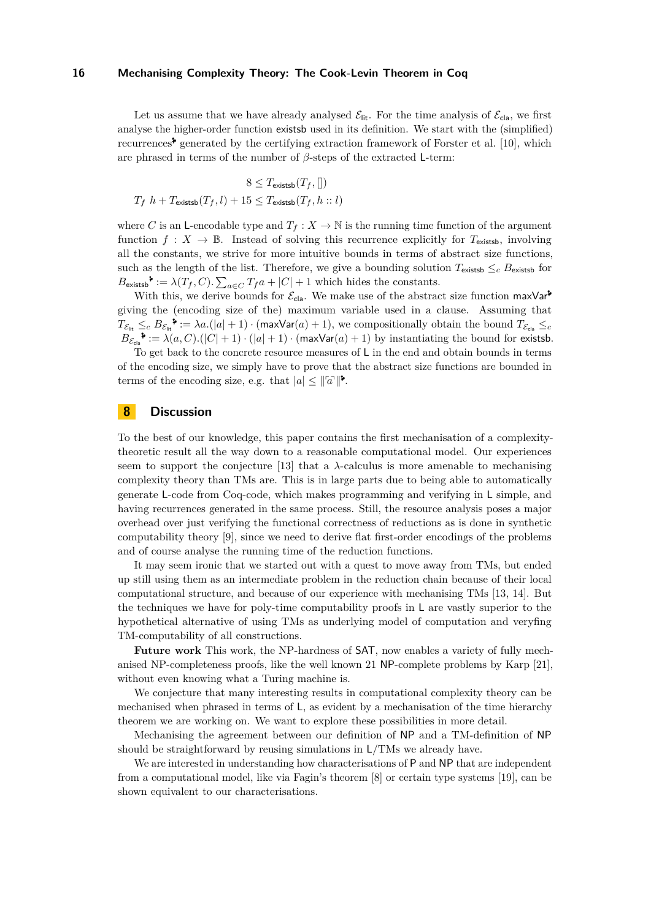Let us assume that we have already analysed $\mathcal{E}_{\mathsf{lit}}$. For the time analysis of $\mathcal{E}_{\mathsf{cla}}$, we first analyse the higher-order function existsb used in its definition. We start with the (simplified) recurrences generated by the certifying extraction framework of Forster et al. [10], which are phrased in terms of the number of $\beta$-steps of the extracted L-term:

$$8 \leq T_{\mathsf{existsb}}(T_f, [])$$
$$T_f\ h + T_{\mathsf{existsb}}(T_f, l) + 15 \leq T_{\mathsf{existsb}}(T_f, h :: l)$$

where $C$ is an L-encodable type and $T_f : X \to \mathbb{N}$ is the running time function of the argument function $f : X \to \mathbb{B}$. Instead of solving this recurrence explicitly for $T_{\mathsf{existsb}}$, involving all the constants, we strive for more intuitive bounds in terms of abstract size functions, such as the length of the list. Therefore, we give a bounding solution $T_{\mathsf{existsb}} \leq_c B_{\mathsf{existsb}}$ for $B_{\mathsf{existsb}} := \lambda(T_f, C). \sum_{a \in C} T_f a + |C| + 1$ which hides the constants.

With this, we derive bounds for $\mathcal{E}_{\mathsf{cla}}$. We make use of the abstract size function maxVar giving the (encoding size of the) maximum variable used in a clause. Assuming that $T_{\mathcal{E}_{\mathsf{lit}}} \leq_c B_{\mathcal{E}_{\mathsf{lit}}} := \lambda a.(|a| + 1) \cdot (\mathsf{maxVar}(a) + 1)$, we compositionally obtain the bound $T_{\mathcal{E}_{\mathsf{cla}}} \leq_c B_{\mathcal{E}_{\mathsf{cla}}} := \lambda(a, C).(|C| + 1) \cdot (|a| + 1) \cdot (\mathsf{maxVar}(a) + 1)$ by instantiating the bound for existsb.

To get back to the concrete resource measures of L in the end and obtain bounds in terms of the encoding size, we simply have to prove that the abstract size functions are bounded in terms of the encoding size, e.g. that $|a| \leq \|\ulcorner a \urcorner\|$.

## 8 Discussion

To the best of our knowledge, this paper contains the first mechanisation of a complexity-theoretic result all the way down to a reasonable computational model. Our experiences seem to support the conjecture [13] that a $\lambda$-calculus is more amenable to mechanising complexity theory than TMs are. This is in large parts due to being able to automatically generate L-code from Coq-code, which makes programming and verifying in L simple, and having recurrences generated in the same process. Still, the resource analysis poses a major overhead over just verifying the functional correctness of reductions as is done in synthetic computability theory [9], since we need to derive flat first-order encodings of the problems and of course analyse the running time of the reduction functions.

It may seem ironic that we started out with a quest to move away from TMs, but ended up still using them as an intermediate problem in the reduction chain because of their local computational structure, and because of our experience with mechanising TMs [13, 14]. But the techniques we have for poly-time computability proofs in L are vastly superior to the hypothetical alternative of using TMs as underlying model of computation and veryfing TM-computability of all constructions.

**Future work** This work, the NP-hardness of SAT, now enables a variety of fully mechanised NP-completeness proofs, like the well known 21 NP-complete problems by Karp [21], without even knowing what a Turing machine is.

We conjecture that many interesting results in computational complexity theory can be mechanised when phrased in terms of L, as evident by a mechanisation of the time hierarchy theorem we are working on. We want to explore these possibilities in more detail.

Mechanising the agreement between our definition of NP and a TM-definition of NP should be straightforward by reusing simulations in L/TMs we already have.

We are interested in understanding how characterisations of P and NP that are independent from a computational model, like via Fagin's theorem [8] or certain type systems [19], can be shown equivalent to our characterisations.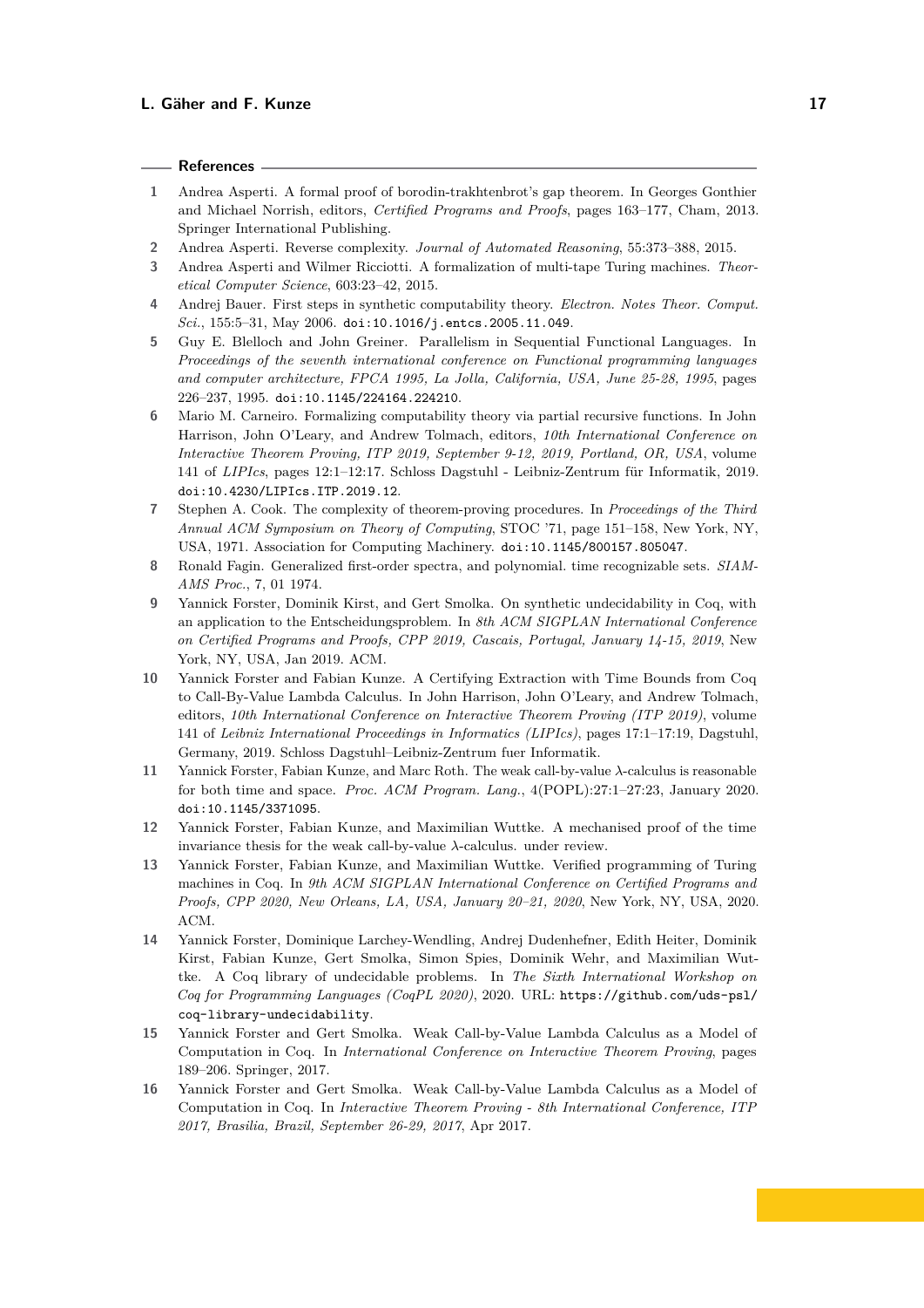## References

1. Andrea Asperti. A formal proof of borodin-trakhtenbrot's gap theorem. In Georges Gonthier and Michael Norrish, editors, *Certified Programs and Proofs*, pages 163–177, Cham, 2013. Springer International Publishing.
2. Andrea Asperti. Reverse complexity. *Journal of Automated Reasoning*, 55:373–388, 2015.
3. Andrea Asperti and Wilmer Ricciotti. A formalization of multi-tape Turing machines. *Theoretical Computer Science*, 603:23–42, 2015.
4. Andrej Bauer. First steps in synthetic computability theory. *Electron. Notes Theor. Comput. Sci.*, 155:5–31, May 2006. doi:10.1016/j.entcs.2005.11.049.
5. Guy E. Blelloch and John Greiner. Parallelism in Sequential Functional Languages. In *Proceedings of the seventh international conference on Functional programming languages and computer architecture, FPCA 1995, La Jolla, California, USA, June 25-28, 1995*, pages 226–237, 1995. doi:10.1145/224164.224210.
6. Mario M. Carneiro. Formalizing computability theory via partial recursive functions. In John Harrison, John O'Leary, and Andrew Tolmach, editors, *10th International Conference on Interactive Theorem Proving, ITP 2019, September 9-12, 2019, Portland, OR, USA*, volume 141 of *LIPIcs*, pages 12:1–12:17. Schloss Dagstuhl - Leibniz-Zentrum für Informatik, 2019. doi:10.4230/LIPIcs.ITP.2019.12.
7. Stephen A. Cook. The complexity of theorem-proving procedures. In *Proceedings of the Third Annual ACM Symposium on Theory of Computing*, STOC '71, page 151–158, New York, NY, USA, 1971. Association for Computing Machinery. doi:10.1145/800157.805047.
8. Ronald Fagin. Generalized first-order spectra, and polynomial. time recognizable sets. *SIAM-AMS Proc.*, 7, 01 1974.
9. Yannick Forster, Dominik Kirst, and Gert Smolka. On synthetic undecidability in Coq, with an application to the Entscheidungsproblem. In *8th ACM SIGPLAN International Conference on Certified Programs and Proofs, CPP 2019, Cascais, Portugal, January 14-15, 2019*, New York, NY, USA, Jan 2019. ACM.
10. Yannick Forster and Fabian Kunze. A Certifying Extraction with Time Bounds from Coq to Call-By-Value Lambda Calculus. In John Harrison, John O'Leary, and Andrew Tolmach, editors, *10th International Conference on Interactive Theorem Proving (ITP 2019)*, volume 141 of *Leibniz International Proceedings in Informatics (LIPIcs)*, pages 17:1–17:19, Dagstuhl, Germany, 2019. Schloss Dagstuhl–Leibniz-Zentrum fuer Informatik.
11. Yannick Forster, Fabian Kunze, and Marc Roth. The weak call-by-value $\lambda$-calculus is reasonable for both time and space. *Proc. ACM Program. Lang.*, 4(POPL):27:1–27:23, January 2020. doi:10.1145/3371095.
12. Yannick Forster, Fabian Kunze, and Maximilian Wuttke. A mechanised proof of the time invariance thesis for the weak call-by-value $\lambda$-calculus. under review.
13. Yannick Forster, Fabian Kunze, and Maximilian Wuttke. Verified programming of Turing machines in Coq. In *9th ACM SIGPLAN International Conference on Certified Programs and Proofs, CPP 2020, New Orleans, LA, USA, January 20–21, 2020*, New York, NY, USA, 2020. ACM.
14. Yannick Forster, Dominique Larchey-Wendling, Andrej Dudenhefner, Edith Heiter, Dominik Kirst, Fabian Kunze, Gert Smolka, Simon Spies, Dominik Wehr, and Maximilian Wuttke. A Coq library of undecidable problems. In *The Sixth International Workshop on Coq for Programming Languages (CoqPL 2020)*, 2020. URL: https://github.com/uds-psl/coq-library-undecidability.
15. Yannick Forster and Gert Smolka. Weak Call-by-Value Lambda Calculus as a Model of Computation in Coq. In *International Conference on Interactive Theorem Proving*, pages 189–206. Springer, 2017.
16. Yannick Forster and Gert Smolka. Weak Call-by-Value Lambda Calculus as a Model of Computation in Coq. In *Interactive Theorem Proving - 8th International Conference, ITP 2017, Brasilia, Brazil, September 26-29, 2017*, Apr 2017.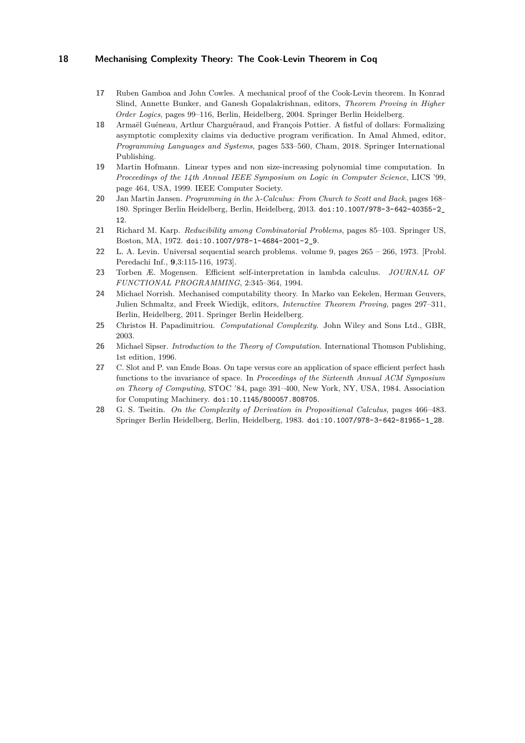17 Ruben Gamboa and John Cowles. A mechanical proof of the Cook-Levin theorem. In Konrad Slind, Annette Bunker, and Ganesh Gopalakrishnan, editors, *Theorem Proving in Higher Order Logics*, pages 99–116, Berlin, Heidelberg, 2004. Springer Berlin Heidelberg.

18 Armaël Guéneau, Arthur Charguéraud, and François Pottier. A fistful of dollars: Formalizing asymptotic complexity claims via deductive program verification. In Amal Ahmed, editor, *Programming Languages and Systems*, pages 533–560, Cham, 2018. Springer International Publishing.

19 Martin Hofmann. Linear types and non size-increasing polynomial time computation. In *Proceedings of the 14th Annual IEEE Symposium on Logic in Computer Science*, LICS '99, page 464, USA, 1999. IEEE Computer Society.

20 Jan Martin Jansen. *Programming in the λ-Calculus: From Church to Scott and Back*, pages 168–180. Springer Berlin Heidelberg, Berlin, Heidelberg, 2013. doi:10.1007/978-3-642-40355-2_12.

21 Richard M. Karp. *Reducibility among Combinatorial Problems*, pages 85–103. Springer US, Boston, MA, 1972. doi:10.1007/978-1-4684-2001-2_9.

22 L. A. Levin. Universal sequential search problems. volume 9, pages 265 – 266, 1973. [Probl. Peredachi Inf., **9**,3:115-116, 1973].

23 Torben Æ. Mogensen. Efficient self-interpretation in lambda calculus. *JOURNAL OF FUNCTIONAL PROGRAMMING*, 2:345–364, 1994.

24 Michael Norrish. Mechanised computability theory. In Marko van Eekelen, Herman Geuvers, Julien Schmaltz, and Freek Wiedijk, editors, *Interactive Theorem Proving*, pages 297–311, Berlin, Heidelberg, 2011. Springer Berlin Heidelberg.

25 Christos H. Papadimitriou. *Computational Complexity*. John Wiley and Sons Ltd., GBR, 2003.

26 Michael Sipser. *Introduction to the Theory of Computation*. International Thomson Publishing, 1st edition, 1996.

27 C. Slot and P. van Emde Boas. On tape versus core an application of space efficient perfect hash functions to the invariance of space. In *Proceedings of the Sixteenth Annual ACM Symposium on Theory of Computing*, STOC '84, page 391–400, New York, NY, USA, 1984. Association for Computing Machinery. doi:10.1145/800057.808705.

28 G. S. Tseitin. *On the Complexity of Derivation in Propositional Calculus*, pages 466–483. Springer Berlin Heidelberg, Berlin, Heidelberg, 1983. doi:10.1007/978-3-642-81955-1_28.